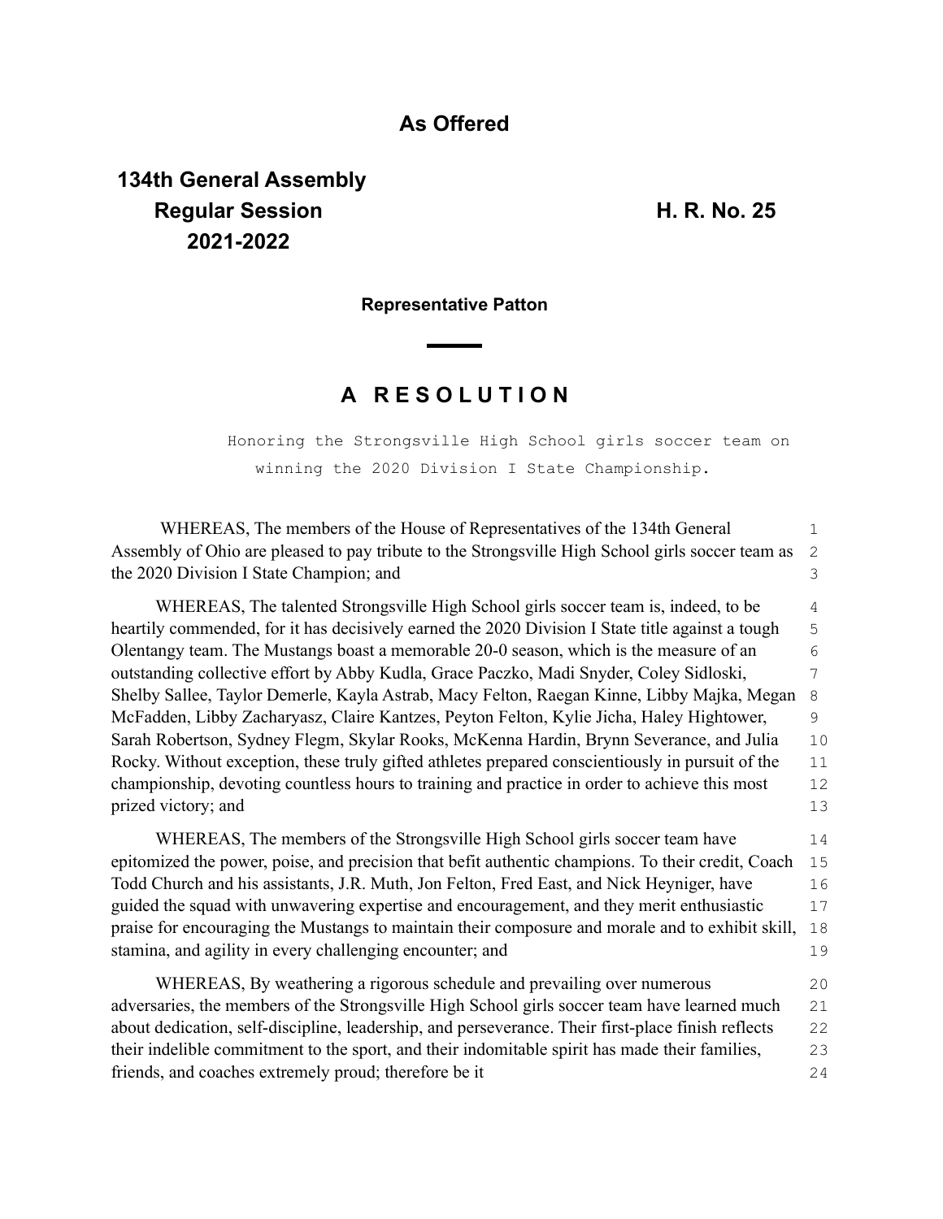**As Offered**

**134th General Assembly**
**Regular Session** **H. R. No. 25**
**2021-2022**

**Representative Patton**

# A R E S O L U T I O N

Honoring the Strongsville High School girls soccer team on winning the 2020 Division I State Championship.

WHEREAS, The members of the House of Representatives of the 134th General Assembly of Ohio are pleased to pay tribute to the Strongsville High School girls soccer team as the 2020 Division I State Champion; and

WHEREAS, The talented Strongsville High School girls soccer team is, indeed, to be heartily commended, for it has decisively earned the 2020 Division I State title against a tough Olentangy team. The Mustangs boast a memorable 20-0 season, which is the measure of an outstanding collective effort by Abby Kudla, Grace Paczko, Madi Snyder, Coley Sidloski, Shelby Sallee, Taylor Demerle, Kayla Astrab, Macy Felton, Raegan Kinne, Libby Majka, Megan McFadden, Libby Zacharyasz, Claire Kantzes, Peyton Felton, Kylie Jicha, Haley Hightower, Sarah Robertson, Sydney Flegm, Skylar Rooks, McKenna Hardin, Brynn Severance, and Julia Rocky. Without exception, these truly gifted athletes prepared conscientiously in pursuit of the championship, devoting countless hours to training and practice in order to achieve this most prized victory; and

WHEREAS, The members of the Strongsville High School girls soccer team have epitomized the power, poise, and precision that befit authentic champions. To their credit, Coach Todd Church and his assistants, J.R. Muth, Jon Felton, Fred East, and Nick Heyniger, have guided the squad with unwavering expertise and encouragement, and they merit enthusiastic praise for encouraging the Mustangs to maintain their composure and morale and to exhibit skill, stamina, and agility in every challenging encounter; and

WHEREAS, By weathering a rigorous schedule and prevailing over numerous adversaries, the members of the Strongsville High School girls soccer team have learned much about dedication, self-discipline, leadership, and perseverance. Their first-place finish reflects their indelible commitment to the sport, and their indomitable spirit has made their families, friends, and coaches extremely proud; therefore be it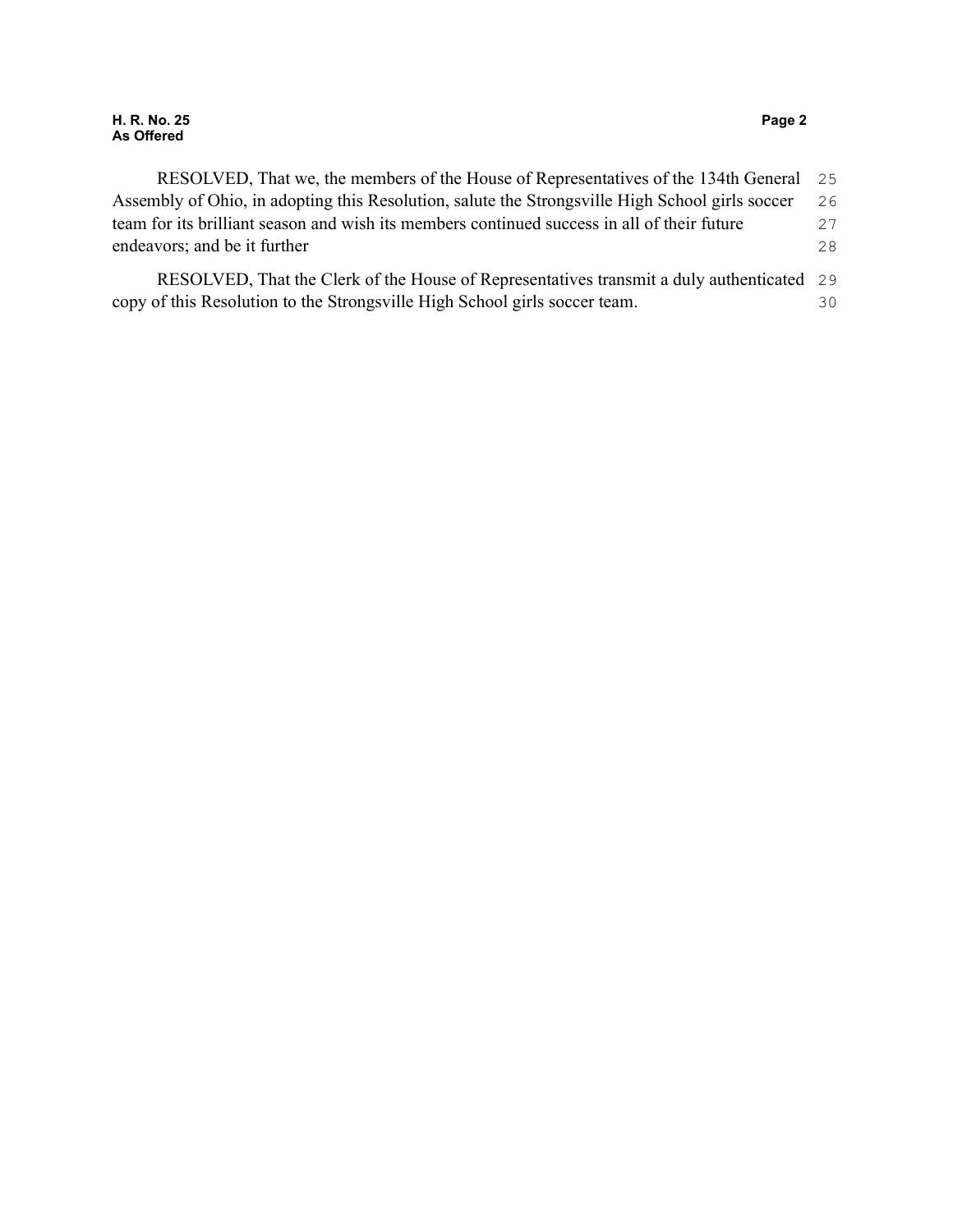RESOLVED, That we, the members of the House of Representatives of the 134th General Assembly of Ohio, in adopting this Resolution, salute the Strongsville High School girls soccer team for its brilliant season and wish its members continued success in all of their future endeavors; and be it further

RESOLVED, That the Clerk of the House of Representatives transmit a duly authenticated copy of this Resolution to the Strongsville High School girls soccer team.